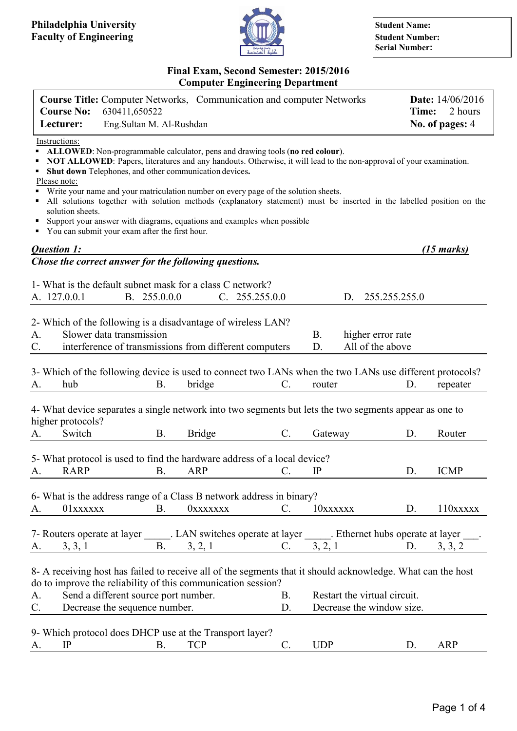**Philadelphia University**
**Faculty of Engineering**

| **Student Name:** |
|---|
| **Student Number:** |
| **Serial Number:** |

## Final Exam, Second Semester: 2015/2016
## Computer Engineering Department

| | |
|---|---|
| **Course Title:** Computer Networks, Communication and computer Networks | **Date:** 14/06/2016 |
| **Course No:** 630411,650522 | **Time:** 2 hours |
| **Lecturer:** Eng.Sultan M. Al-Rushdan | **No. of pages:** 4 |

Instructions:

- **ALLOWED**: Non-programmable calculator, pens and drawing tools (**no red colour**).
- **NOT ALLOWED**: Papers, literatures and any handouts. Otherwise, it will lead to the non-approval of your examination.
- **Shut down** Telephones, and other communication devices**.**

Please note:

- Write your name and your matriculation number on every page of the solution sheets.
- All solutions together with solution methods (explanatory statement) must be inserted in the labelled position on the solution sheets.
- Support your answer with diagrams, equations and examples when possible
- You can submit your exam after the first hour.

***Question 1:*** ***(15 marks)***

***Chose the correct answer for the following questions.***

1- What is the default subnet mask for a class C network?

A. 127.0.0.1 B. 255.0.0.0 C. 255.255.0.0 D. 255.255.255.0

2- Which of the following is a disadvantage of wireless LAN?

A. Slower data transmission
B. higher error rate
C. interference of transmissions from different computers
D. All of the above

3- Which of the following device is used to connect two LANs when the two LANs use different protocols?

A. hub B. bridge C. router D. repeater

4- What device separates a single network into two segments but lets the two segments appear as one to higher protocols?

A. Switch B. Bridge C. Gateway D. Router

5- What protocol is used to find the hardware address of a local device?

A. RARP B. ARP C. IP D. ICMP

6- What is the address range of a Class B network address in binary?

A. 01xxxxxx B. 0xxxxxxx C. 10xxxxxx D. 110xxxxx

7- Routers operate at layer _____. LAN switches operate at layer _____. Ethernet hubs operate at layer ___.

A. 3, 3, 1 B. 3, 2, 1 C. 3, 2, 1 D. 3, 3, 2

8- A receiving host has failed to receive all of the segments that it should acknowledge. What can the host do to improve the reliability of this communication session?

A. Send a different source port number.
B. Restart the virtual circuit.
C. Decrease the sequence number.
D. Decrease the window size.

9- Which protocol does DHCP use at the Transport layer?

A. IP B. TCP C. UDP D. ARP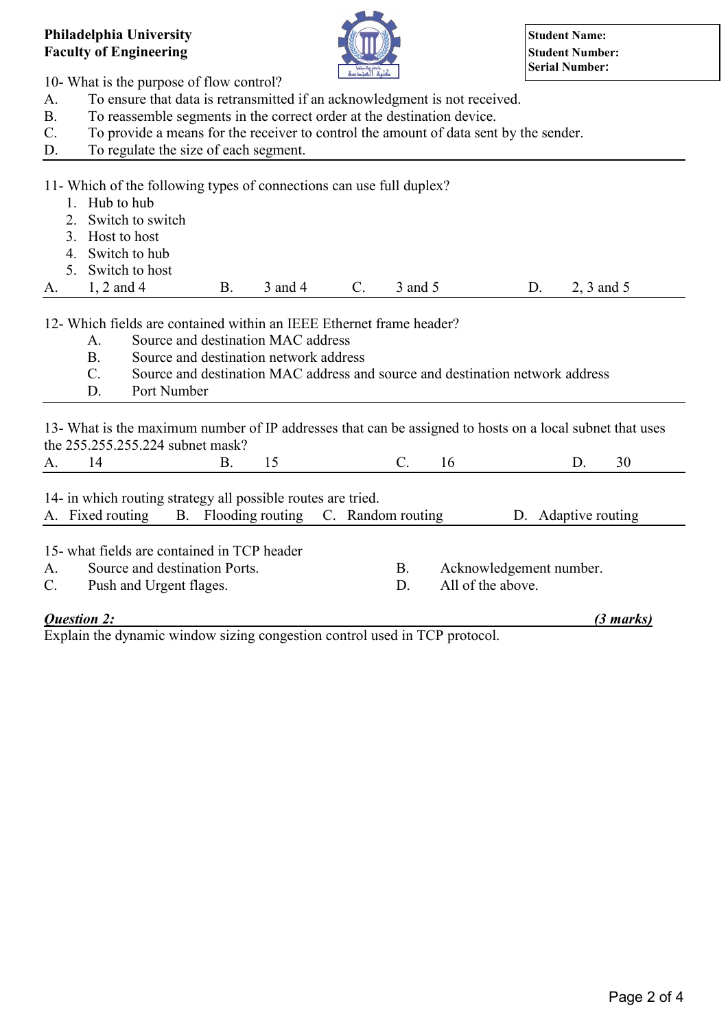**Philadelphia University**
**Faculty of Engineering**

| **Student Name:** |
|---|
| **Student Number:** |
| **Serial Number:** |

10- What is the purpose of flow control?

A. To ensure that data is retransmitted if an acknowledgment is not received.
B. To reassemble segments in the correct order at the destination device.
C. To provide a means for the receiver to control the amount of data sent by the sender.
D. To regulate the size of each segment.

---

11- Which of the following types of connections can use full duplex?

1. Hub to hub
2. Switch to switch
3. Host to host
4. Switch to hub
5. Switch to host

A. 1, 2 and 4  B. 3 and 4  C. 3 and 5  D. 2, 3 and 5

---

12- Which fields are contained within an IEEE Ethernet frame header?

A. Source and destination MAC address
B. Source and destination network address
C. Source and destination MAC address and source and destination network address
D. Port Number

---

13- What is the maximum number of IP addresses that can be assigned to hosts on a local subnet that uses the 255.255.255.224 subnet mask?

A. 14  B. 15  C. 16  D. 30

---

14- in which routing strategy all possible routes are tried.

A. Fixed routing  B. Flooding routing  C. Random routing  D. Adaptive routing

---

15- what fields are contained in TCP header

A. Source and destination Ports.  B. Acknowledgement number.
C. Push and Urgent flages.  D. All of the above.

***Question 2:*** ***(3 marks)***

Explain the dynamic window sizing congestion control used in TCP protocol.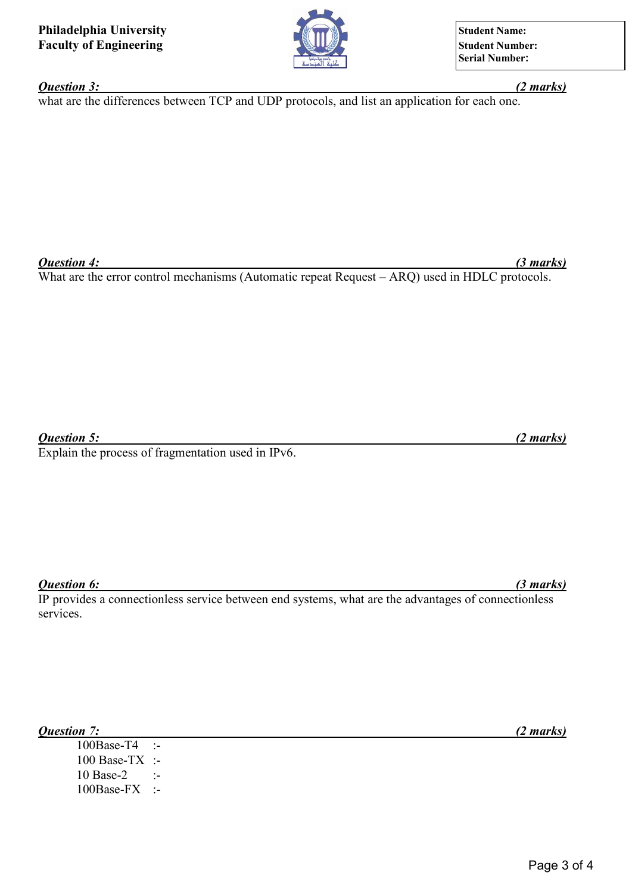**Philadelphia University**
**Faculty of Engineering**

| **Student Name:** |
|---|
| **Student Number:** |
| **Serial Number:** |

***Question 3:*** ***(2 marks)***

what are the differences between TCP and UDP protocols, and list an application for each one.

***Question 4:*** ***(3 marks)***

What are the error control mechanisms (Automatic repeat Request – ARQ) used in HDLC protocols.

***Question 5:*** ***(2 marks)***

Explain the process of fragmentation used in IPv6.

***Question 6:*** ***(3 marks)***

IP provides a connectionless service between end systems, what are the advantages of connectionless services.

***Question 7:*** ***(2 marks)***

100Base-T4 :-
100 Base-TX :-
10 Base-2 :-
100Base-FX :-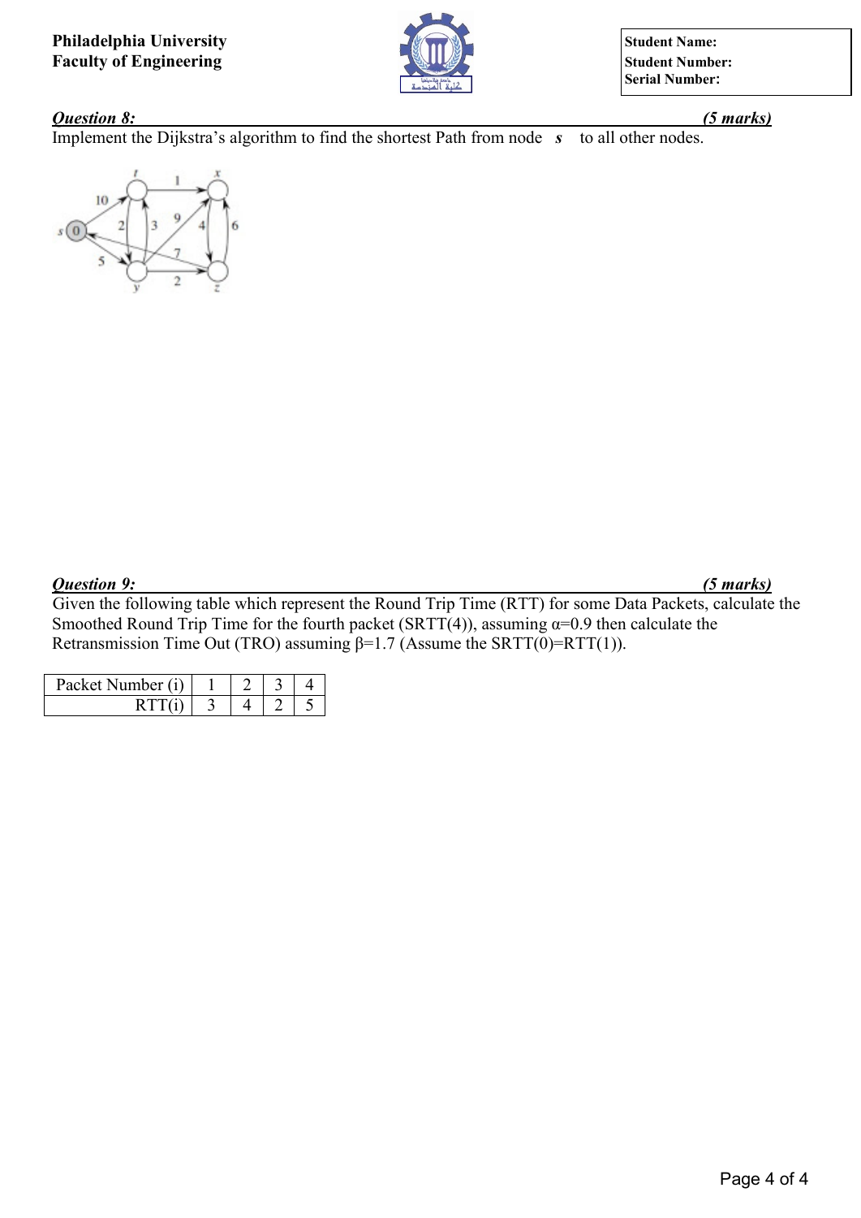**Philadelphia University**
**Faculty of Engineering**

| |
|---|
| **Student Name:** |
| **Student Number:** |
| **Serial Number:** |

***Question 8:*** ***(5 marks)***

Implement the Dijkstra's algorithm to find the shortest Path from node ***s*** to all other nodes.

t
x
s
0
y
z
10
1
2
3
9
4
6
5
7
2

***Question 9:*** ***(5 marks)***

Given the following table which represent the Round Trip Time (RTT) for some Data Packets, calculate the Smoothed Round Trip Time for the fourth packet (SRTT(4)), assuming $\alpha$=0.9 then calculate the Retransmission Time Out (TRO) assuming $\beta$=1.7 (Assume the SRTT(0)=RTT(1)).

| Packet Number (i) | 1 | 2 | 3 | 4 |
|---|---|---|---|---|
| RTT(i) | 3 | 4 | 2 | 5 |